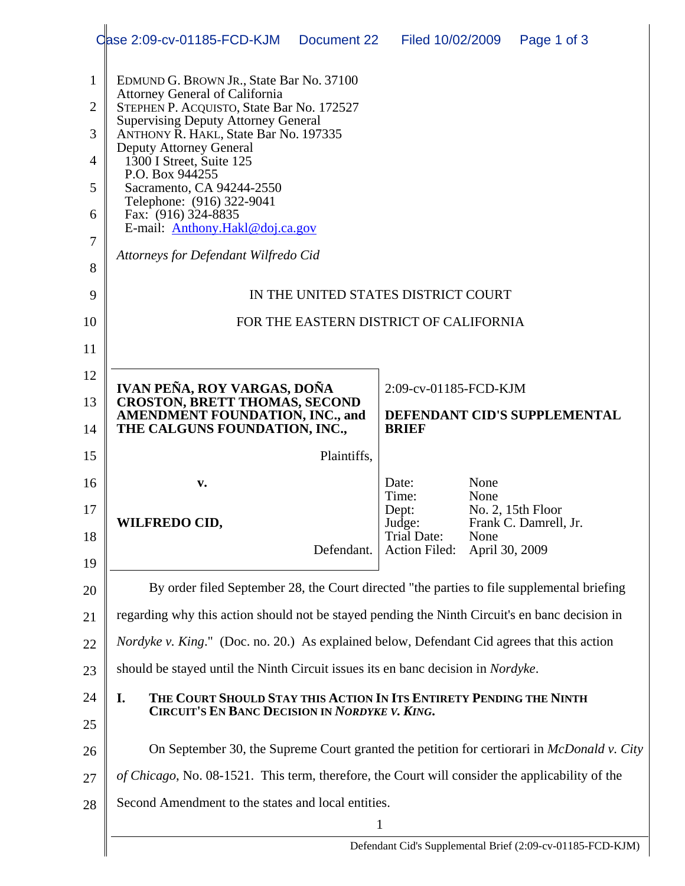EDMUND G. BROWN JR., State Bar No. 37100
Attorney General of California
STEPHEN P. ACQUISTO, State Bar No. 172527
Supervising Deputy Attorney General
ANTHONY R. HAKL, State Bar No. 197335
Deputy Attorney General
1300 I Street, Suite 125
P.O. Box 944255
Sacramento, CA 94244-2550
Telephone: (916) 322-9041
Fax: (916) 324-8835
E-mail: Anthony.Hakl@doj.ca.gov

*Attorneys for Defendant Wilfredo Cid*

IN THE UNITED STATES DISTRICT COURT

FOR THE EASTERN DISTRICT OF CALIFORNIA

| | |
|---|---|
| **IVAN PEÑA, ROY VARGAS, DOÑA CROSTON, BRETT THOMAS, SECOND AMENDMENT FOUNDATION, INC., and THE CALGUNS FOUNDATION, INC.,**<br><br>Plaintiffs,<br><br>**v.**<br><br>**WILFREDO CID,**<br><br>Defendant. | 2:09-cv-01185-FCD-KJM<br><br>**DEFENDANT CID'S SUPPLEMENTAL BRIEF**<br><br>Date: None<br>Time: None<br>Dept: No. 2, 15th Floor<br>Judge: Frank C. Damrell, Jr.<br>Trial Date: None<br>Action Filed: April 30, 2009 |

By order filed September 28, the Court directed "the parties to file supplemental briefing regarding why this action should not be stayed pending the Ninth Circuit's en banc decision in *Nordyke v. King*." (Doc. no. 20.) As explained below, Defendant Cid agrees that this action should be stayed until the Ninth Circuit issues its en banc decision in *Nordyke*.

## I. THE COURT SHOULD STAY THIS ACTION IN ITS ENTIRETY PENDING THE NINTH CIRCUIT'S EN BANC DECISION IN *NORDYKE V. KING*.

On September 30, the Supreme Court granted the petition for certiorari in *McDonald v. City of Chicago*, No. 08-1521. This term, therefore, the Court will consider the applicability of the Second Amendment to the states and local entities.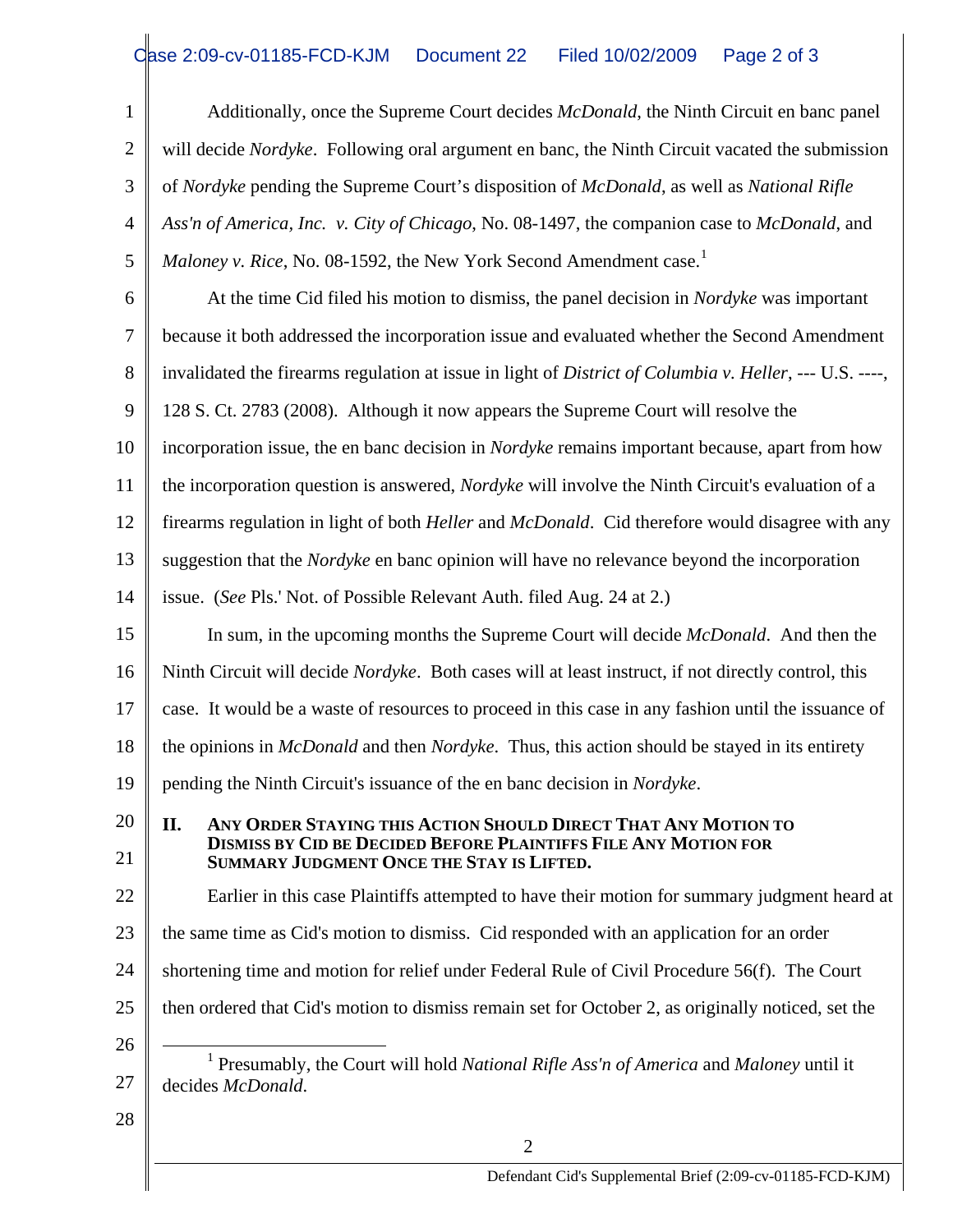Additionally, once the Supreme Court decides *McDonald*, the Ninth Circuit en banc panel will decide *Nordyke*. Following oral argument en banc, the Ninth Circuit vacated the submission of *Nordyke* pending the Supreme Court's disposition of *McDonald*, as well as *National Rifle Ass'n of America, Inc. v. City of Chicago*, No. 08-1497, the companion case to *McDonald*, and *Maloney v. Rice*, No. 08-1592, the New York Second Amendment case.[1]

At the time Cid filed his motion to dismiss, the panel decision in *Nordyke* was important because it both addressed the incorporation issue and evaluated whether the Second Amendment invalidated the firearms regulation at issue in light of *District of Columbia v. Heller*, --- U.S. ----, 128 S. Ct. 2783 (2008). Although it now appears the Supreme Court will resolve the incorporation issue, the en banc decision in *Nordyke* remains important because, apart from how the incorporation question is answered, *Nordyke* will involve the Ninth Circuit's evaluation of a firearms regulation in light of both *Heller* and *McDonald*. Cid therefore would disagree with any suggestion that the *Nordyke* en banc opinion will have no relevance beyond the incorporation issue. (*See* Pls.' Not. of Possible Relevant Auth. filed Aug. 24 at 2.)

In sum, in the upcoming months the Supreme Court will decide *McDonald*. And then the Ninth Circuit will decide *Nordyke*. Both cases will at least instruct, if not directly control, this case. It would be a waste of resources to proceed in this case in any fashion until the issuance of the opinions in *McDonald* and then *Nordyke*. Thus, this action should be stayed in its entirety pending the Ninth Circuit's issuance of the en banc decision in *Nordyke*.

## II. ANY ORDER STAYING THIS ACTION SHOULD DIRECT THAT ANY MOTION TO DISMISS BY CID BE DECIDED BEFORE PLAINTIFFS FILE ANY MOTION FOR SUMMARY JUDGMENT ONCE THE STAY IS LIFTED.

Earlier in this case Plaintiffs attempted to have their motion for summary judgment heard at the same time as Cid's motion to dismiss. Cid responded with an application for an order shortening time and motion for relief under Federal Rule of Civil Procedure 56(f). The Court then ordered that Cid's motion to dismiss remain set for October 2, as originally noticed, set the

---

[1] Presumably, the Court will hold *National Rifle Ass'n of America* and *Maloney* until it decides *McDonald*.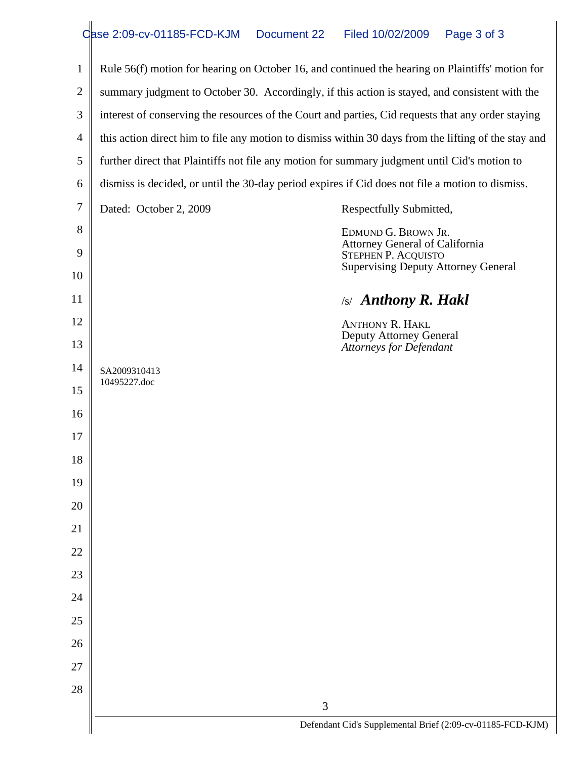Rule 56(f) motion for hearing on October 16, and continued the hearing on Plaintiffs' motion for summary judgment to October 30. Accordingly, if this action is stayed, and consistent with the interest of conserving the resources of the Court and parties, Cid requests that any order staying this action direct him to file any motion to dismiss within 30 days from the lifting of the stay and further direct that Plaintiffs not file any motion for summary judgment until Cid's motion to dismiss is decided, or until the 30-day period expires if Cid does not file a motion to dismiss.

Dated: October 2, 2009

Respectfully Submitted,

EDMUND G. BROWN JR.
Attorney General of California
STEPHEN P. ACQUISTO
Supervising Deputy Attorney General

/s/ ***Anthony R. Hakl***

ANTHONY R. HAKL
Deputy Attorney General
*Attorneys for Defendant*

SA2009310413
10495227.doc

Defendant Cid's Supplemental Brief (2:09-cv-01185-FCD-KJM)